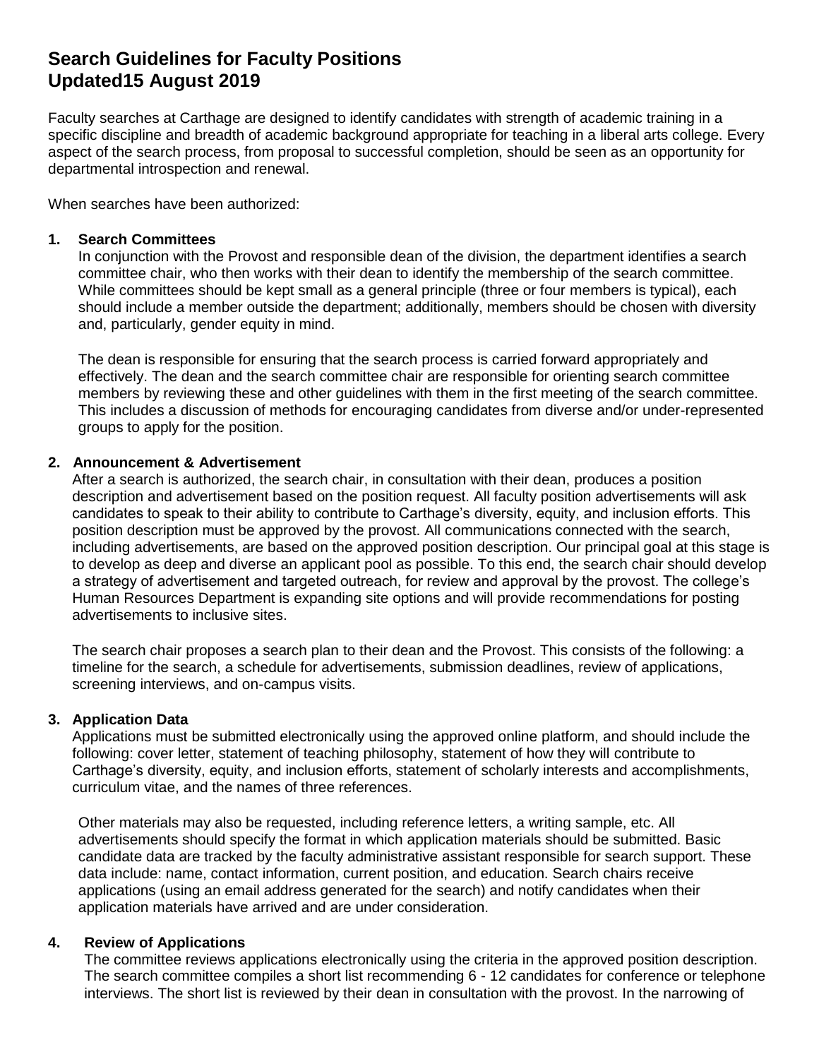# Search Guidelines for Faculty Positions
# Updated15 August 2019

Faculty searches at Carthage are designed to identify candidates with strength of academic training in a specific discipline and breadth of academic background appropriate for teaching in a liberal arts college. Every aspect of the search process, from proposal to successful completion, should be seen as an opportunity for departmental introspection and renewal.

When searches have been authorized:

## 1. Search Committees

In conjunction with the Provost and responsible dean of the division, the department identifies a search committee chair, who then works with their dean to identify the membership of the search committee. While committees should be kept small as a general principle (three or four members is typical), each should include a member outside the department; additionally, members should be chosen with diversity and, particularly, gender equity in mind.

The dean is responsible for ensuring that the search process is carried forward appropriately and effectively. The dean and the search committee chair are responsible for orienting search committee members by reviewing these and other guidelines with them in the first meeting of the search committee. This includes a discussion of methods for encouraging candidates from diverse and/or under-represented groups to apply for the position.

## 2. Announcement & Advertisement

After a search is authorized, the search chair, in consultation with their dean, produces a position description and advertisement based on the position request. All faculty position advertisements will ask candidates to speak to their ability to contribute to Carthage's diversity, equity, and inclusion efforts. This position description must be approved by the provost. All communications connected with the search, including advertisements, are based on the approved position description. Our principal goal at this stage is to develop as deep and diverse an applicant pool as possible. To this end, the search chair should develop a strategy of advertisement and targeted outreach, for review and approval by the provost. The college's Human Resources Department is expanding site options and will provide recommendations for posting advertisements to inclusive sites.

The search chair proposes a search plan to their dean and the Provost. This consists of the following: a timeline for the search, a schedule for advertisements, submission deadlines, review of applications, screening interviews, and on-campus visits.

## 3. Application Data

Applications must be submitted electronically using the approved online platform, and should include the following: cover letter, statement of teaching philosophy, statement of how they will contribute to Carthage's diversity, equity, and inclusion efforts, statement of scholarly interests and accomplishments, curriculum vitae, and the names of three references.

Other materials may also be requested, including reference letters, a writing sample, etc. All advertisements should specify the format in which application materials should be submitted. Basic candidate data are tracked by the faculty administrative assistant responsible for search support. These data include: name, contact information, current position, and education. Search chairs receive applications (using an email address generated for the search) and notify candidates when their application materials have arrived and are under consideration.

## 4. Review of Applications

The committee reviews applications electronically using the criteria in the approved position description. The search committee compiles a short list recommending 6 - 12 candidates for conference or telephone interviews. The short list is reviewed by their dean in consultation with the provost. In the narrowing of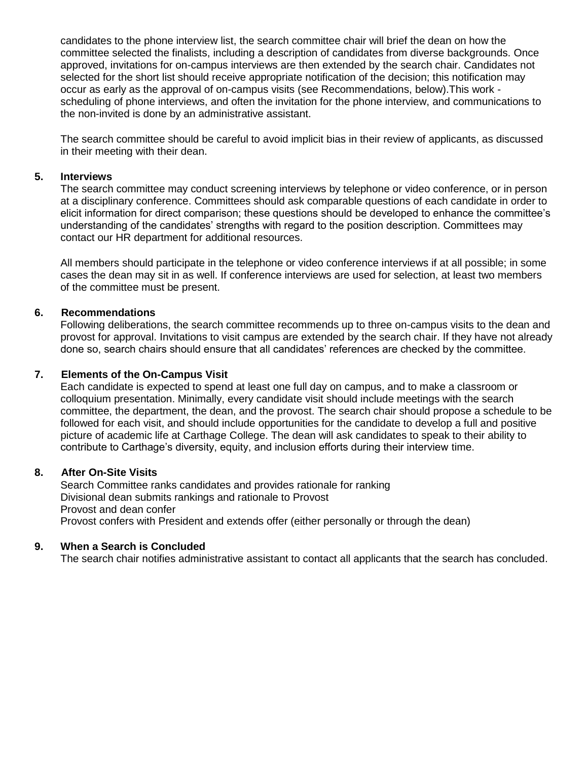candidates to the phone interview list, the search committee chair will brief the dean on how the committee selected the finalists, including a description of candidates from diverse backgrounds. Once approved, invitations for on-campus interviews are then extended by the search chair. Candidates not selected for the short list should receive appropriate notification of the decision; this notification may occur as early as the approval of on-campus visits (see Recommendations, below).This work - scheduling of phone interviews, and often the invitation for the phone interview, and communications to the non-invited is done by an administrative assistant.

The search committee should be careful to avoid implicit bias in their review of applicants, as discussed in their meeting with their dean.

**5. Interviews**

The search committee may conduct screening interviews by telephone or video conference, or in person at a disciplinary conference. Committees should ask comparable questions of each candidate in order to elicit information for direct comparison; these questions should be developed to enhance the committee's understanding of the candidates' strengths with regard to the position description. Committees may contact our HR department for additional resources.

All members should participate in the telephone or video conference interviews if at all possible; in some cases the dean may sit in as well. If conference interviews are used for selection, at least two members of the committee must be present.

**6. Recommendations**

Following deliberations, the search committee recommends up to three on-campus visits to the dean and provost for approval. Invitations to visit campus are extended by the search chair. If they have not already done so, search chairs should ensure that all candidates' references are checked by the committee.

**7. Elements of the On-Campus Visit**

Each candidate is expected to spend at least one full day on campus, and to make a classroom or colloquium presentation. Minimally, every candidate visit should include meetings with the search committee, the department, the dean, and the provost. The search chair should propose a schedule to be followed for each visit, and should include opportunities for the candidate to develop a full and positive picture of academic life at Carthage College. The dean will ask candidates to speak to their ability to contribute to Carthage's diversity, equity, and inclusion efforts during their interview time.

**8. After On-Site Visits**

Search Committee ranks candidates and provides rationale for ranking
Divisional dean submits rankings and rationale to Provost
Provost and dean confer
Provost confers with President and extends offer (either personally or through the dean)

**9. When a Search is Concluded**

The search chair notifies administrative assistant to contact all applicants that the search has concluded.